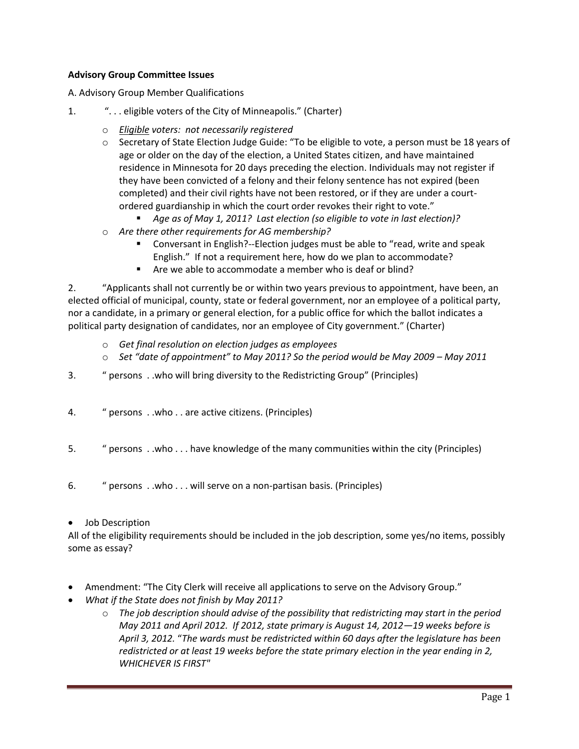**Advisory Group Committee Issues**

A. Advisory Group Member Qualifications

1. ". . . eligible voters of the City of Minneapolis." (Charter)

   - *<u>Eligible</u> voters: not necessarily registered*
   - Secretary of State Election Judge Guide: "To be eligible to vote, a person must be 18 years of age or older on the day of the election, a United States citizen, and have maintained residence in Minnesota for 20 days preceding the election. Individuals may not register if they have been convicted of a felony and their felony sentence has not expired (been completed) and their civil rights have not been restored, or if they are under a court-ordered guardianship in which the court order revokes their right to vote."
     - *Age as of May 1, 2011? Last election (so eligible to vote in last election)?*
   - *Are there other requirements for AG membership?*
     - Conversant in English?--Election judges must be able to "read, write and speak English." If not a requirement here, how do we plan to accommodate?
     - Are we able to accommodate a member who is deaf or blind?

2. "Applicants shall not currently be or within two years previous to appointment, have been, an elected official of municipal, county, state or federal government, nor an employee of a political party, nor a candidate, in a primary or general election, for a public office for which the ballot indicates a political party designation of candidates, nor an employee of City government." (Charter)

   - *Get final resolution on election judges as employees*
   - *Set "date of appointment" to May 2011? So the period would be May 2009 – May 2011*

3. " persons . .who will bring diversity to the Redistricting Group" (Principles)

4. " persons . .who . . are active citizens. (Principles)

5. " persons . .who . . . have knowledge of the many communities within the city (Principles)

6. " persons . .who . . . will serve on a non-partisan basis. (Principles)

- Job Description

All of the eligibility requirements should be included in the job description, some yes/no items, possibly some as essay?

- Amendment: "The City Clerk will receive all applications to serve on the Advisory Group."
- *What if the State does not finish by May 2011?*
  - *The job description should advise of the possibility that redistricting may start in the period May 2011 and April 2012. If 2012, state primary is August 14, 2012—19 weeks before is April 3, 2012. "The wards must be redistricted within 60 days after the legislature has been redistricted or at least 19 weeks before the state primary election in the year ending in 2, WHICHEVER IS FIRST"*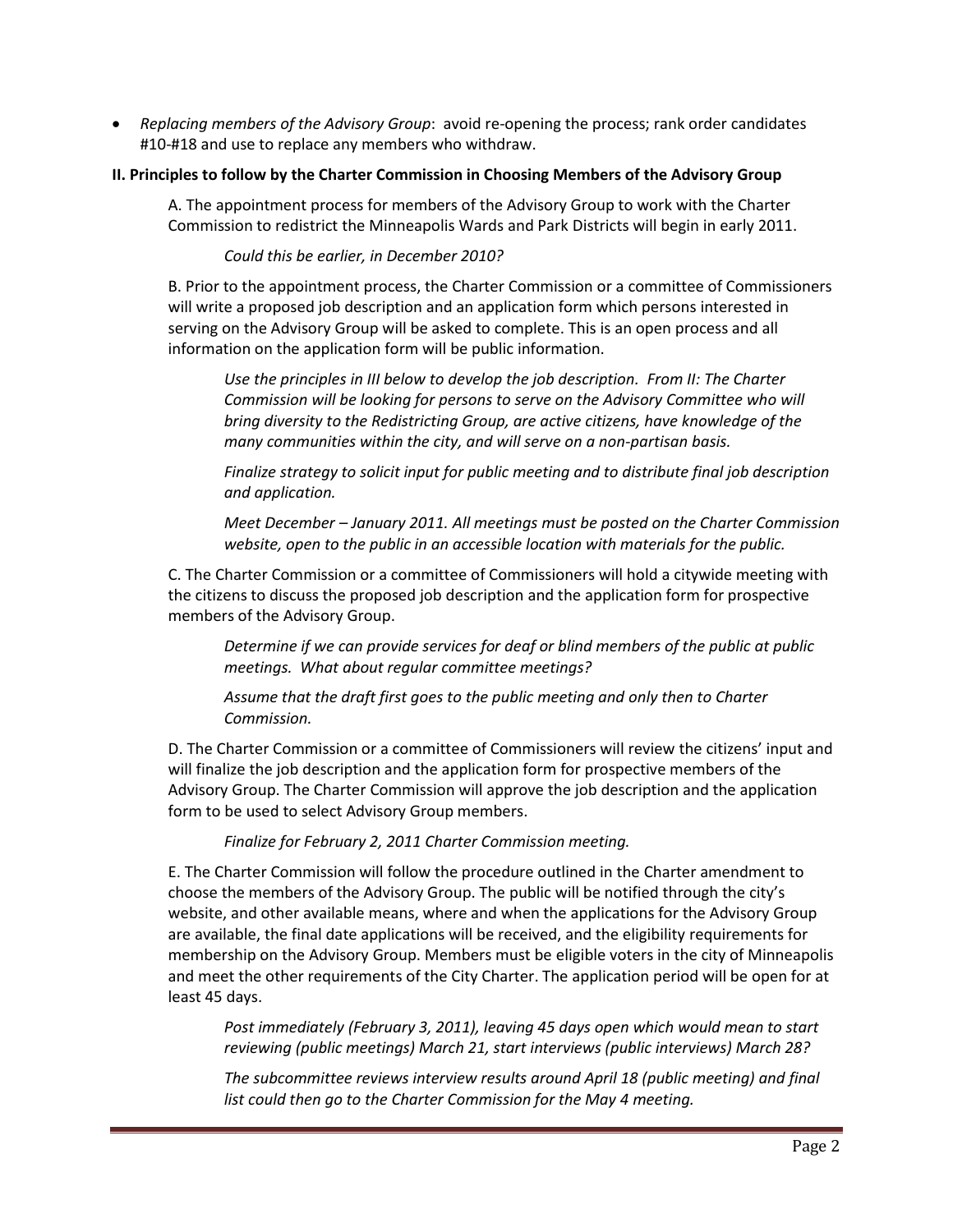- *Replacing members of the Advisory Group*: avoid re-opening the process; rank order candidates #10-#18 and use to replace any members who withdraw.

**II. Principles to follow by the Charter Commission in Choosing Members of the Advisory Group**

A. The appointment process for members of the Advisory Group to work with the Charter Commission to redistrict the Minneapolis Wards and Park Districts will begin in early 2011.

> *Could this be earlier, in December 2010?*

B. Prior to the appointment process, the Charter Commission or a committee of Commissioners will write a proposed job description and an application form which persons interested in serving on the Advisory Group will be asked to complete. This is an open process and all information on the application form will be public information.

> *Use the principles in III below to develop the job description. From II: The Charter Commission will be looking for persons to serve on the Advisory Committee who will bring diversity to the Redistricting Group, are active citizens, have knowledge of the many communities within the city, and will serve on a non-partisan basis.*
>
> *Finalize strategy to solicit input for public meeting and to distribute final job description and application.*
>
> *Meet December – January 2011. All meetings must be posted on the Charter Commission website, open to the public in an accessible location with materials for the public.*

C. The Charter Commission or a committee of Commissioners will hold a citywide meeting with the citizens to discuss the proposed job description and the application form for prospective members of the Advisory Group.

> *Determine if we can provide services for deaf or blind members of the public at public meetings. What about regular committee meetings?*
>
> *Assume that the draft first goes to the public meeting and only then to Charter Commission.*

D. The Charter Commission or a committee of Commissioners will review the citizens' input and will finalize the job description and the application form for prospective members of the Advisory Group. The Charter Commission will approve the job description and the application form to be used to select Advisory Group members.

> *Finalize for February 2, 2011 Charter Commission meeting.*

E. The Charter Commission will follow the procedure outlined in the Charter amendment to choose the members of the Advisory Group. The public will be notified through the city's website, and other available means, where and when the applications for the Advisory Group are available, the final date applications will be received, and the eligibility requirements for membership on the Advisory Group. Members must be eligible voters in the city of Minneapolis and meet the other requirements of the City Charter. The application period will be open for at least 45 days.

> *Post immediately (February 3, 2011), leaving 45 days open which would mean to start reviewing (public meetings) March 21, start interviews (public interviews) March 28?*
>
> *The subcommittee reviews interview results around April 18 (public meeting) and final list could then go to the Charter Commission for the May 4 meeting.*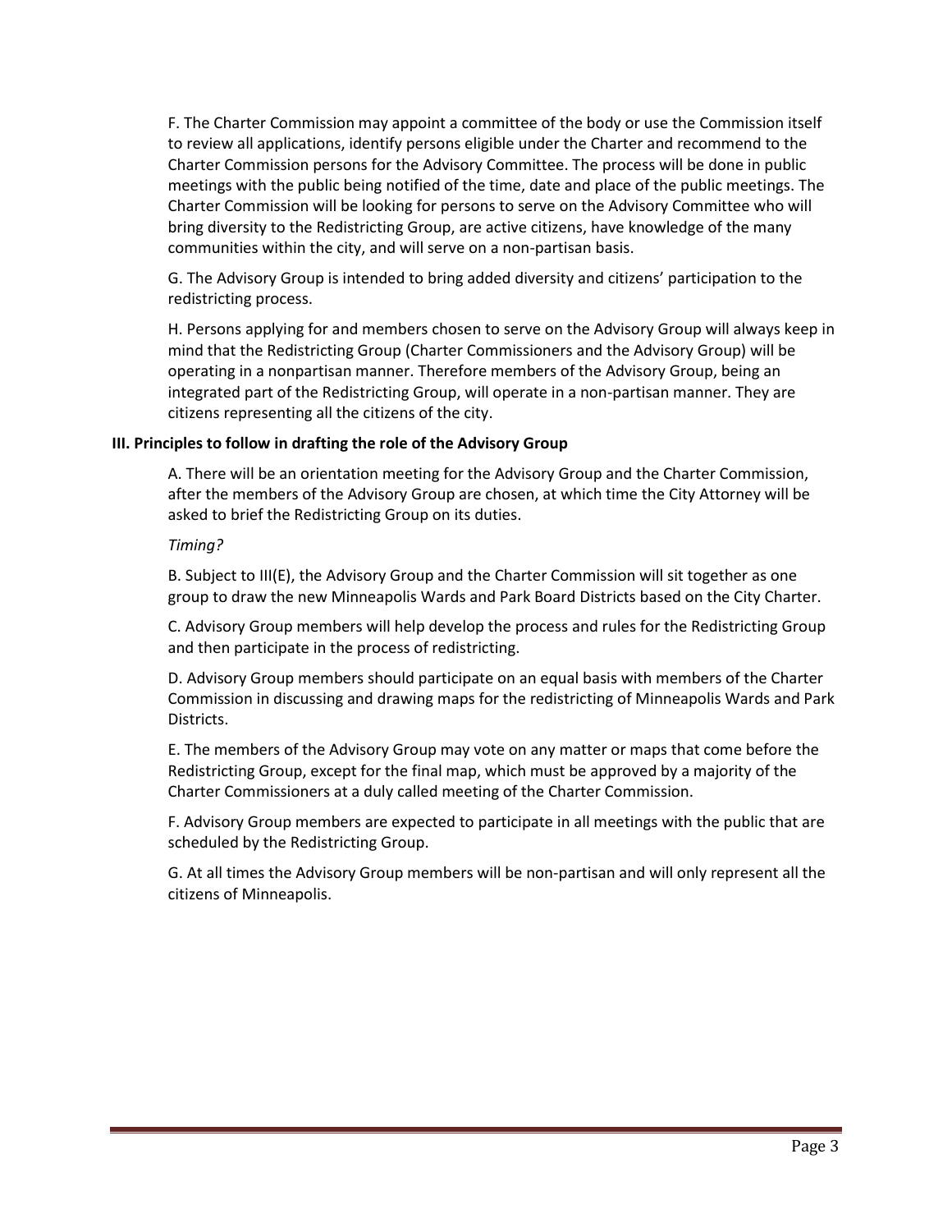F. The Charter Commission may appoint a committee of the body or use the Commission itself to review all applications, identify persons eligible under the Charter and recommend to the Charter Commission persons for the Advisory Committee. The process will be done in public meetings with the public being notified of the time, date and place of the public meetings. The Charter Commission will be looking for persons to serve on the Advisory Committee who will bring diversity to the Redistricting Group, are active citizens, have knowledge of the many communities within the city, and will serve on a non-partisan basis.

G. The Advisory Group is intended to bring added diversity and citizens' participation to the redistricting process.

H. Persons applying for and members chosen to serve on the Advisory Group will always keep in mind that the Redistricting Group (Charter Commissioners and the Advisory Group) will be operating in a nonpartisan manner. Therefore members of the Advisory Group, being an integrated part of the Redistricting Group, will operate in a non-partisan manner. They are citizens representing all the citizens of the city.

**III. Principles to follow in drafting the role of the Advisory Group**

A. There will be an orientation meeting for the Advisory Group and the Charter Commission, after the members of the Advisory Group are chosen, at which time the City Attorney will be asked to brief the Redistricting Group on its duties.

*Timing?*

B. Subject to III(E), the Advisory Group and the Charter Commission will sit together as one group to draw the new Minneapolis Wards and Park Board Districts based on the City Charter.

C. Advisory Group members will help develop the process and rules for the Redistricting Group and then participate in the process of redistricting.

D. Advisory Group members should participate on an equal basis with members of the Charter Commission in discussing and drawing maps for the redistricting of Minneapolis Wards and Park Districts.

E. The members of the Advisory Group may vote on any matter or maps that come before the Redistricting Group, except for the final map, which must be approved by a majority of the Charter Commissioners at a duly called meeting of the Charter Commission.

F. Advisory Group members are expected to participate in all meetings with the public that are scheduled by the Redistricting Group.

G. At all times the Advisory Group members will be non-partisan and will only represent all the citizens of Minneapolis.